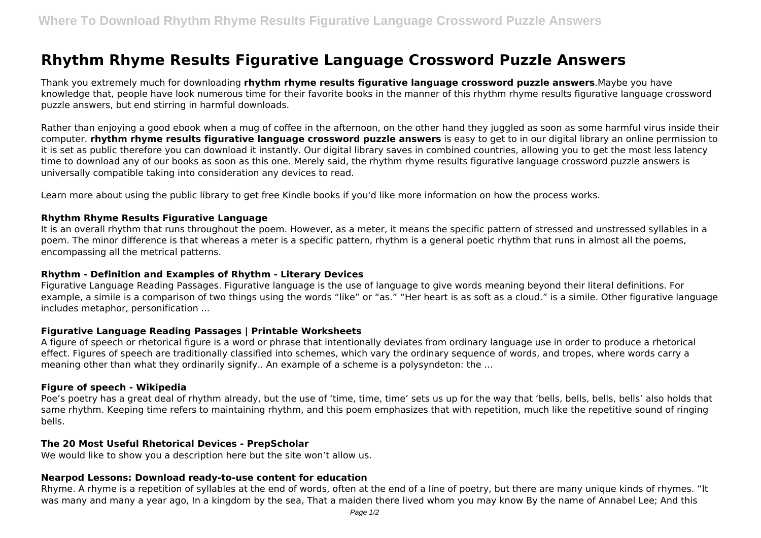# Rhythm Rhyme Results Figurative Language Crossword Puzzle Answers

Thank you extremely much for downloading **rhythm rhyme results figurative language crossword puzzle answers**.Maybe you have knowledge that, people have look numerous time for their favorite books in the manner of this rhythm rhyme results figurative language crossword puzzle answers, but end stirring in harmful downloads.

Rather than enjoying a good ebook when a mug of coffee in the afternoon, on the other hand they juggled as soon as some harmful virus inside their computer. **rhythm rhyme results figurative language crossword puzzle answers** is easy to get to in our digital library an online permission to it is set as public therefore you can download it instantly. Our digital library saves in combined countries, allowing you to get the most less latency time to download any of our books as soon as this one. Merely said, the rhythm rhyme results figurative language crossword puzzle answers is universally compatible taking into consideration any devices to read.

Learn more about using the public library to get free Kindle books if you'd like more information on how the process works.

### Rhythm Rhyme Results Figurative Language

It is an overall rhythm that runs throughout the poem. However, as a meter, it means the specific pattern of stressed and unstressed syllables in a poem. The minor difference is that whereas a meter is a specific pattern, rhythm is a general poetic rhythm that runs in almost all the poems, encompassing all the metrical patterns.

### Rhythm - Definition and Examples of Rhythm - Literary Devices

Figurative Language Reading Passages. Figurative language is the use of language to give words meaning beyond their literal definitions. For example, a simile is a comparison of two things using the words "like" or "as." "Her heart is as soft as a cloud." is a simile. Other figurative language includes metaphor, personification ...

### Figurative Language Reading Passages | Printable Worksheets

A figure of speech or rhetorical figure is a word or phrase that intentionally deviates from ordinary language use in order to produce a rhetorical effect. Figures of speech are traditionally classified into schemes, which vary the ordinary sequence of words, and tropes, where words carry a meaning other than what they ordinarily signify.. An example of a scheme is a polysyndeton: the ...

### Figure of speech - Wikipedia

Poe's poetry has a great deal of rhythm already, but the use of 'time, time, time' sets us up for the way that 'bells, bells, bells, bells' also holds that same rhythm. Keeping time refers to maintaining rhythm, and this poem emphasizes that with repetition, much like the repetitive sound of ringing bells.

### The 20 Most Useful Rhetorical Devices - PrepScholar

We would like to show you a description here but the site won't allow us.

### Nearpod Lessons: Download ready-to-use content for education

Rhyme. A rhyme is a repetition of syllables at the end of words, often at the end of a line of poetry, but there are many unique kinds of rhymes. "It was many and many a year ago, In a kingdom by the sea, That a maiden there lived whom you may know By the name of Annabel Lee; And this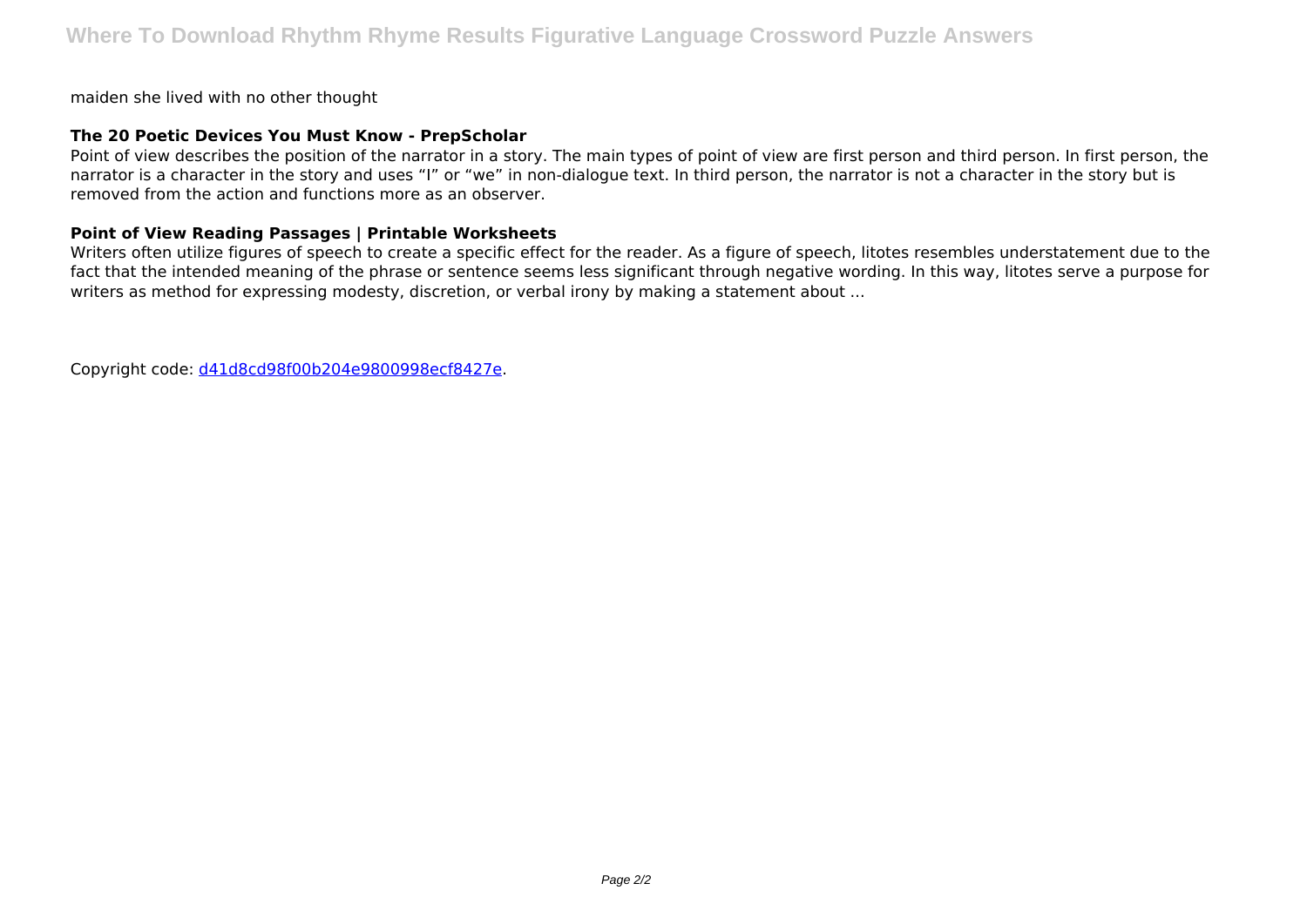maiden she lived with no other thought

**The 20 Poetic Devices You Must Know - PrepScholar**

Point of view describes the position of the narrator in a story. The main types of point of view are first person and third person. In first person, the narrator is a character in the story and uses “I” or “we” in non-dialogue text. In third person, the narrator is not a character in the story but is removed from the action and functions more as an observer.

**Point of View Reading Passages | Printable Worksheets**

Writers often utilize figures of speech to create a specific effect for the reader. As a figure of speech, litotes resembles understatement due to the fact that the intended meaning of the phrase or sentence seems less significant through negative wording. In this way, litotes serve a purpose for writers as method for expressing modesty, discretion, or verbal irony by making a statement about ...

Copyright code: d41d8cd98f00b204e9800998ecf8427e.